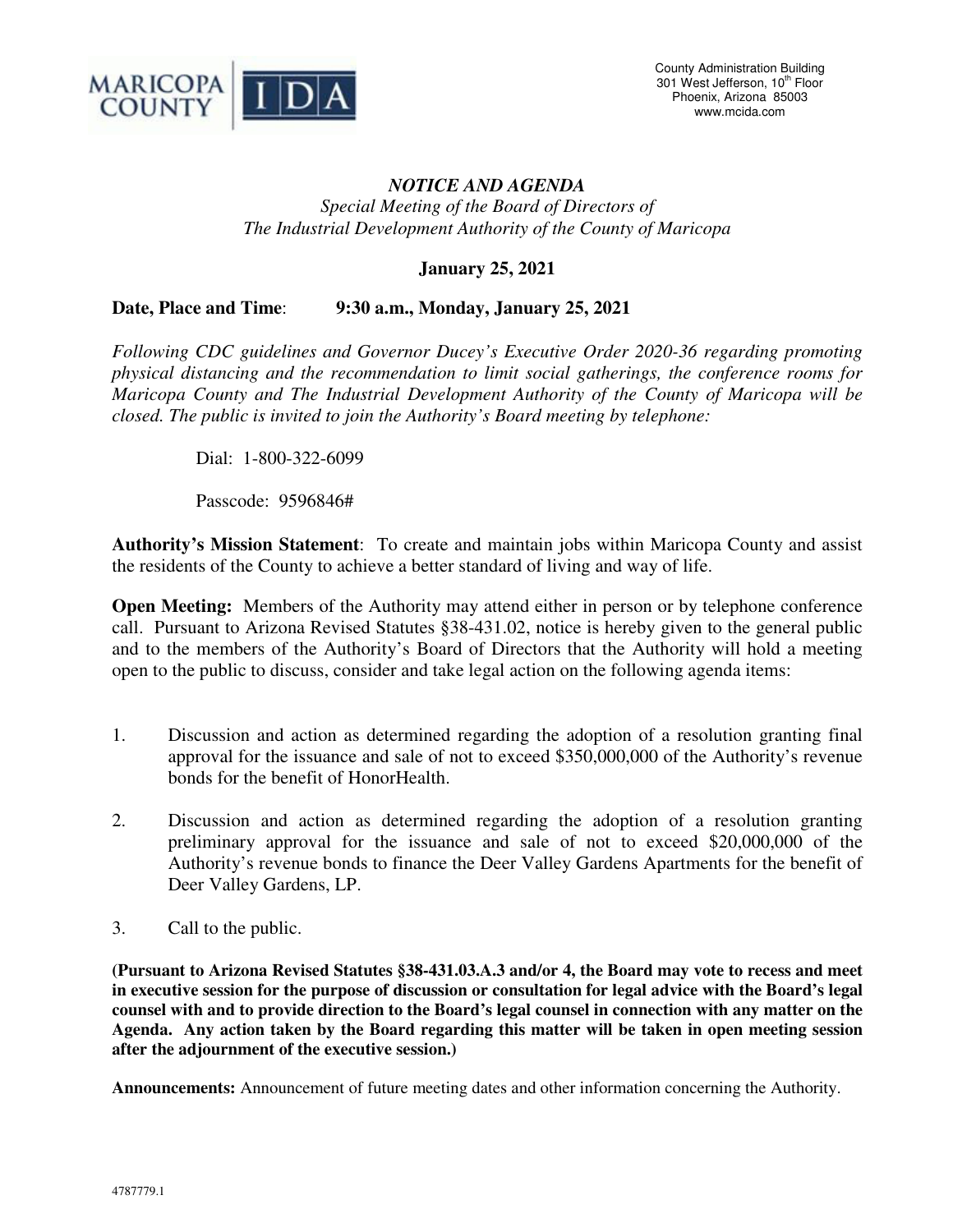MARICOPA COUNTY | IDA

County Administration Building
301 West Jefferson, 10th Floor
Phoenix, Arizona 85003
www.mcida.com

# *NOTICE AND AGENDA*

*Special Meeting of the Board of Directors of*
*The Industrial Development Authority of the County of Maricopa*

**January 25, 2021**

**Date, Place and Time**: **9:30 a.m., Monday, January 25, 2021**

*Following CDC guidelines and Governor Ducey's Executive Order 2020-36 regarding promoting physical distancing and the recommendation to limit social gatherings, the conference rooms for Maricopa County and The Industrial Development Authority of the County of Maricopa will be closed. The public is invited to join the Authority's Board meeting by telephone:*

Dial: 1-800-322-6099

Passcode: 9596846#

**Authority's Mission Statement**: To create and maintain jobs within Maricopa County and assist the residents of the County to achieve a better standard of living and way of life.

**Open Meeting:** Members of the Authority may attend either in person or by telephone conference call. Pursuant to Arizona Revised Statutes §38-431.02, notice is hereby given to the general public and to the members of the Authority's Board of Directors that the Authority will hold a meeting open to the public to discuss, consider and take legal action on the following agenda items:

1. Discussion and action as determined regarding the adoption of a resolution granting final approval for the issuance and sale of not to exceed $350,000,000 of the Authority's revenue bonds for the benefit of HonorHealth.

2. Discussion and action as determined regarding the adoption of a resolution granting preliminary approval for the issuance and sale of not to exceed $20,000,000 of the Authority's revenue bonds to finance the Deer Valley Gardens Apartments for the benefit of Deer Valley Gardens, LP.

3. Call to the public.

**(Pursuant to Arizona Revised Statutes §38-431.03.A.3 and/or 4, the Board may vote to recess and meet in executive session for the purpose of discussion or consultation for legal advice with the Board's legal counsel with and to provide direction to the Board's legal counsel in connection with any matter on the Agenda. Any action taken by the Board regarding this matter will be taken in open meeting session after the adjournment of the executive session.)**

**Announcements:** Announcement of future meeting dates and other information concerning the Authority.

4787779.1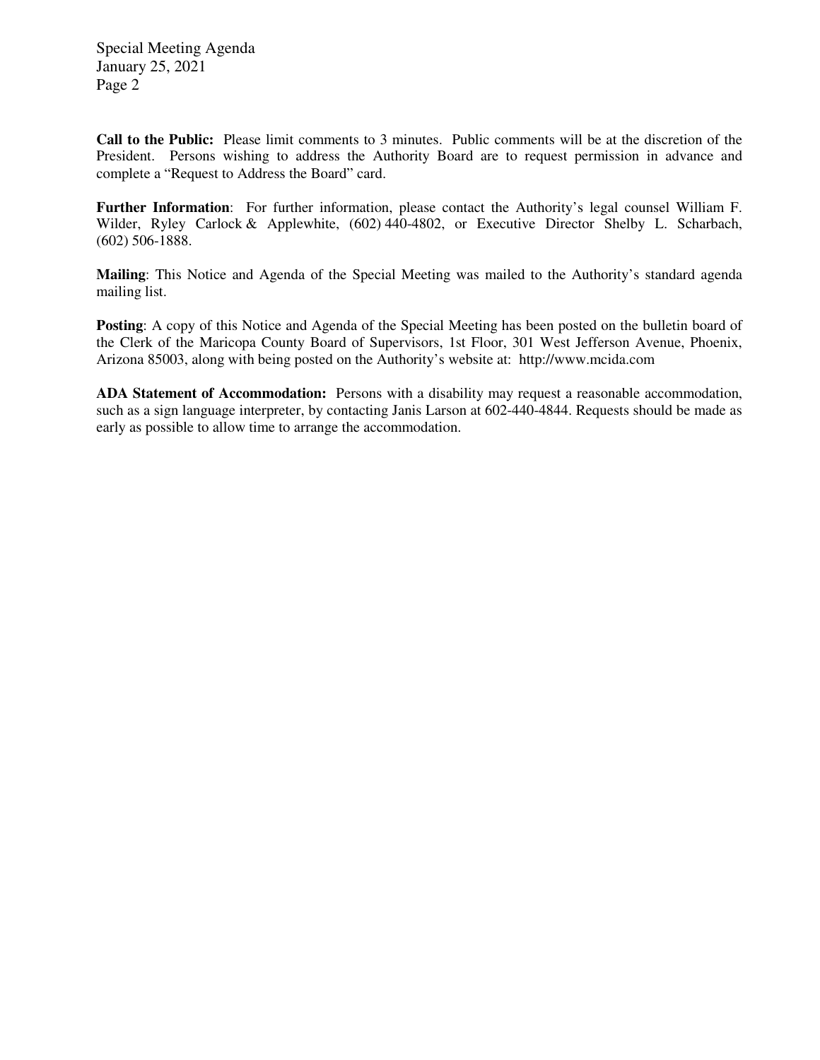**Call to the Public:** Please limit comments to 3 minutes. Public comments will be at the discretion of the President. Persons wishing to address the Authority Board are to request permission in advance and complete a "Request to Address the Board" card.

**Further Information**: For further information, please contact the Authority's legal counsel William F. Wilder, Ryley Carlock & Applewhite, (602) 440-4802, or Executive Director Shelby L. Scharbach, (602) 506-1888.

**Mailing**: This Notice and Agenda of the Special Meeting was mailed to the Authority's standard agenda mailing list.

**Posting**: A copy of this Notice and Agenda of the Special Meeting has been posted on the bulletin board of the Clerk of the Maricopa County Board of Supervisors, 1st Floor, 301 West Jefferson Avenue, Phoenix, Arizona 85003, along with being posted on the Authority's website at: http://www.mcida.com

**ADA Statement of Accommodation:** Persons with a disability may request a reasonable accommodation, such as a sign language interpreter, by contacting Janis Larson at 602-440-4844. Requests should be made as early as possible to allow time to arrange the accommodation.